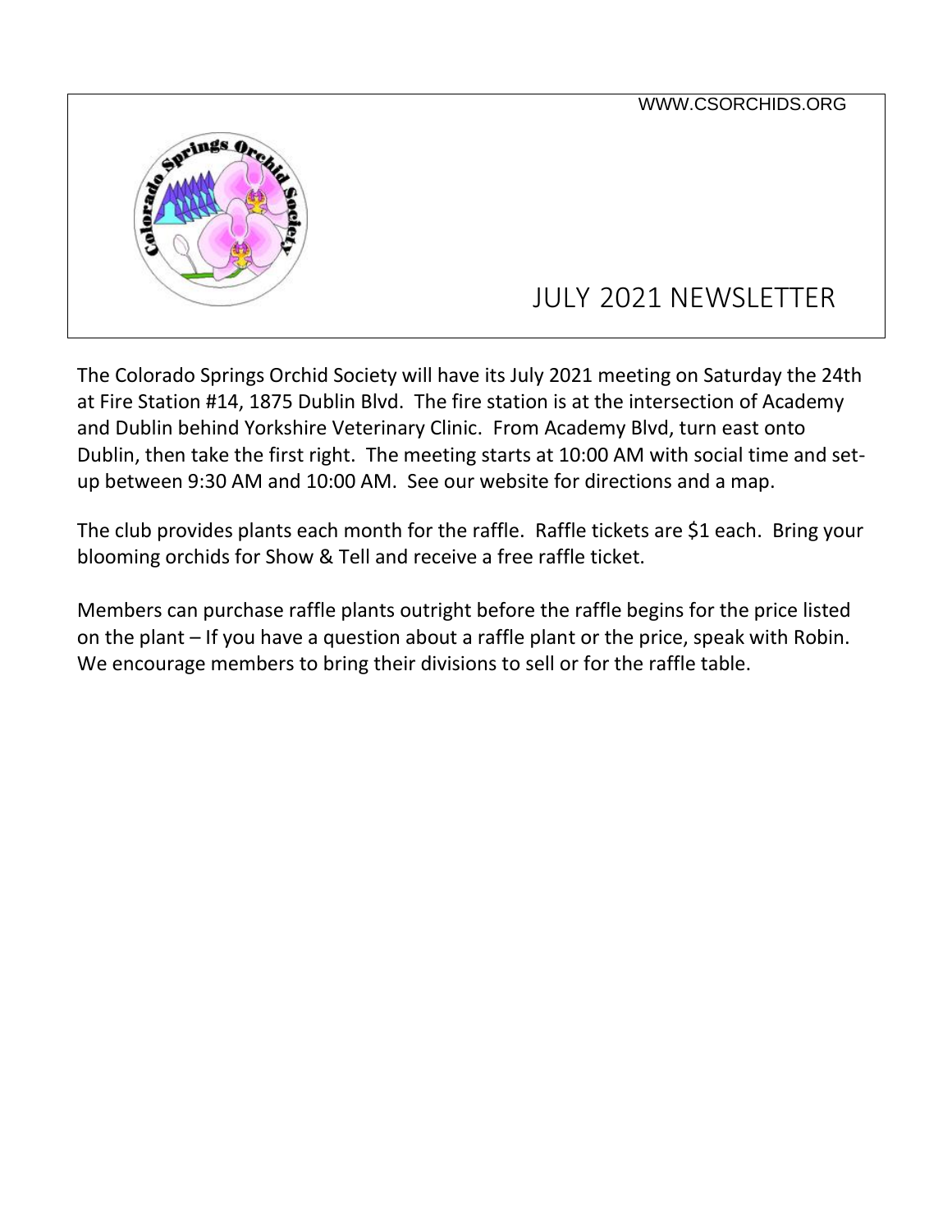WWW.CSORCHIDS.ORG

# JULY 2021 NEWSLETTER

The Colorado Springs Orchid Society will have its July 2021 meeting on Saturday the 24th at Fire Station #14, 1875 Dublin Blvd. The fire station is at the intersection of Academy and Dublin behind Yorkshire Veterinary Clinic. From Academy Blvd, turn east onto Dublin, then take the first right. The meeting starts at 10:00 AM with social time and set-up between 9:30 AM and 10:00 AM. See our website for directions and a map.

The club provides plants each month for the raffle. Raffle tickets are $1 each. Bring your blooming orchids for Show & Tell and receive a free raffle ticket.

Members can purchase raffle plants outright before the raffle begins for the price listed on the plant – If you have a question about a raffle plant or the price, speak with Robin. We encourage members to bring their divisions to sell or for the raffle table.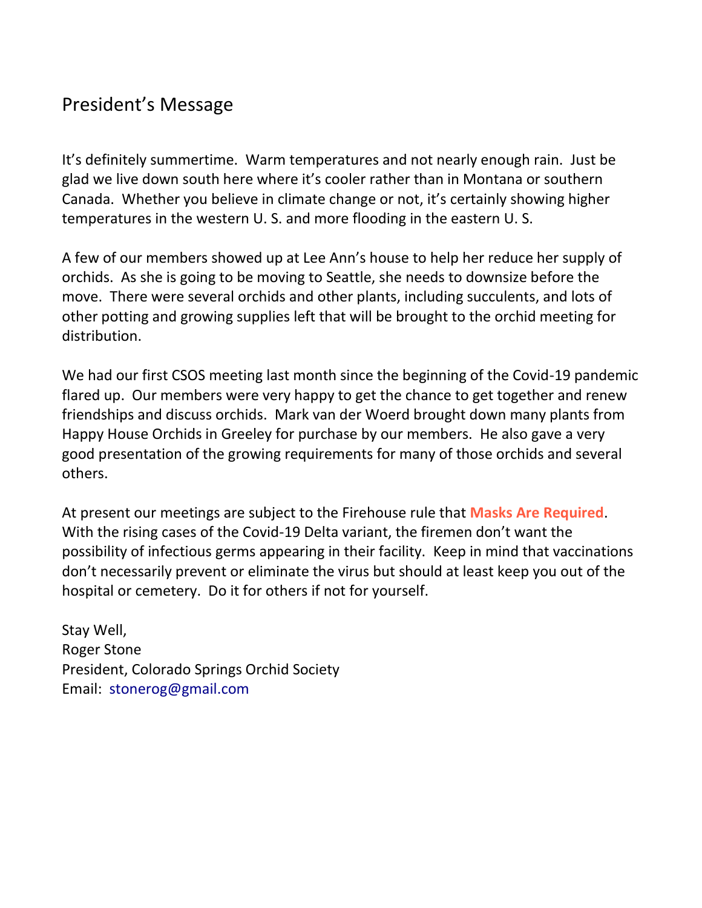## President's Message

It's definitely summertime. Warm temperatures and not nearly enough rain. Just be glad we live down south here where it's cooler rather than in Montana or southern Canada. Whether you believe in climate change or not, it's certainly showing higher temperatures in the western U. S. and more flooding in the eastern U. S.

A few of our members showed up at Lee Ann's house to help her reduce her supply of orchids. As she is going to be moving to Seattle, she needs to downsize before the move. There were several orchids and other plants, including succulents, and lots of other potting and growing supplies left that will be brought to the orchid meeting for distribution.

We had our first CSOS meeting last month since the beginning of the Covid-19 pandemic flared up. Our members were very happy to get the chance to get together and renew friendships and discuss orchids. Mark van der Woerd brought down many plants from Happy House Orchids in Greeley for purchase by our members. He also gave a very good presentation of the growing requirements for many of those orchids and several others.

At present our meetings are subject to the Firehouse rule that **Masks Are Required**. With the rising cases of the Covid-19 Delta variant, the firemen don't want the possibility of infectious germs appearing in their facility. Keep in mind that vaccinations don't necessarily prevent or eliminate the virus but should at least keep you out of the hospital or cemetery. Do it for others if not for yourself.

Stay Well,
Roger Stone
President, Colorado Springs Orchid Society
Email: stonerog@gmail.com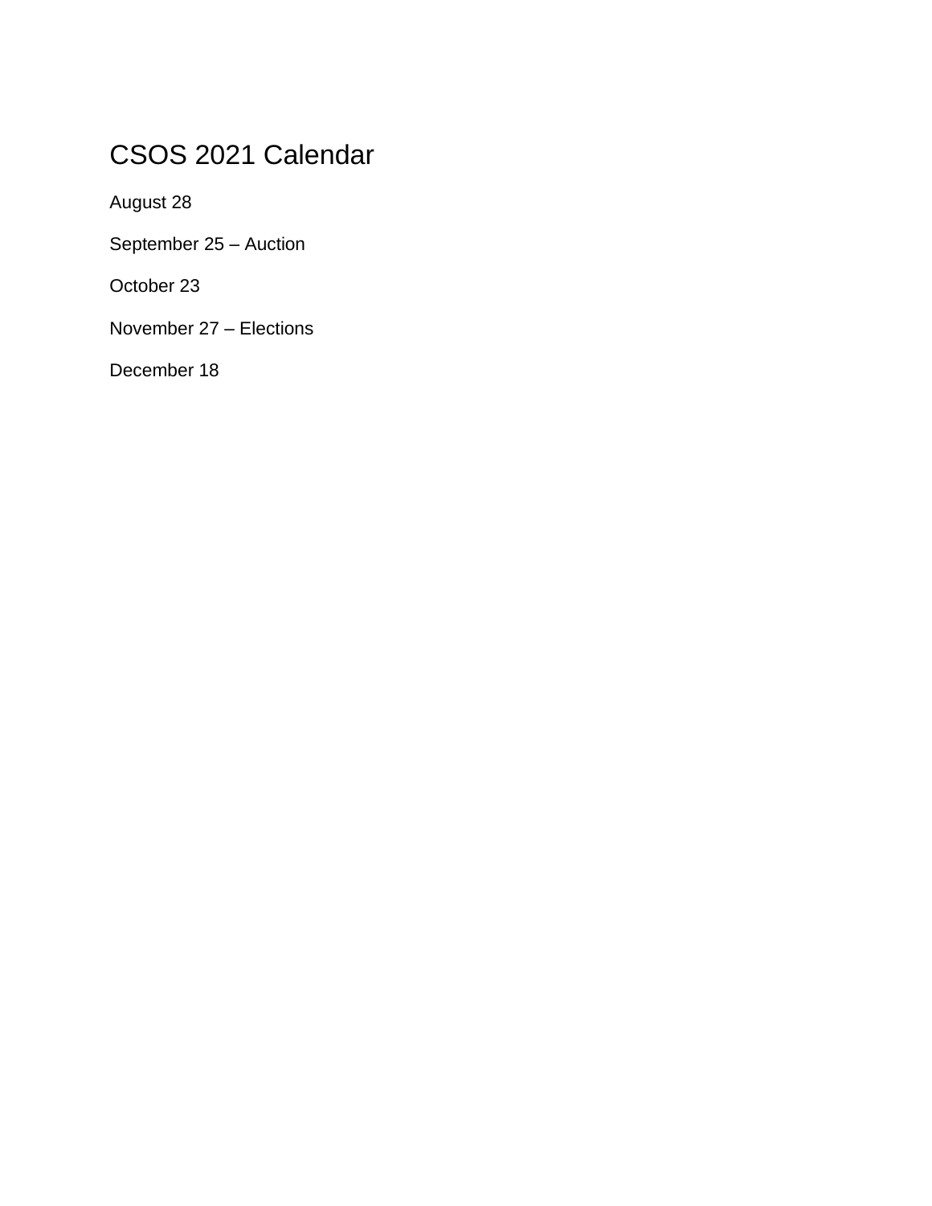# CSOS 2021 Calendar

August 28

September 25 – Auction

October 23

November 27 – Elections

December 18